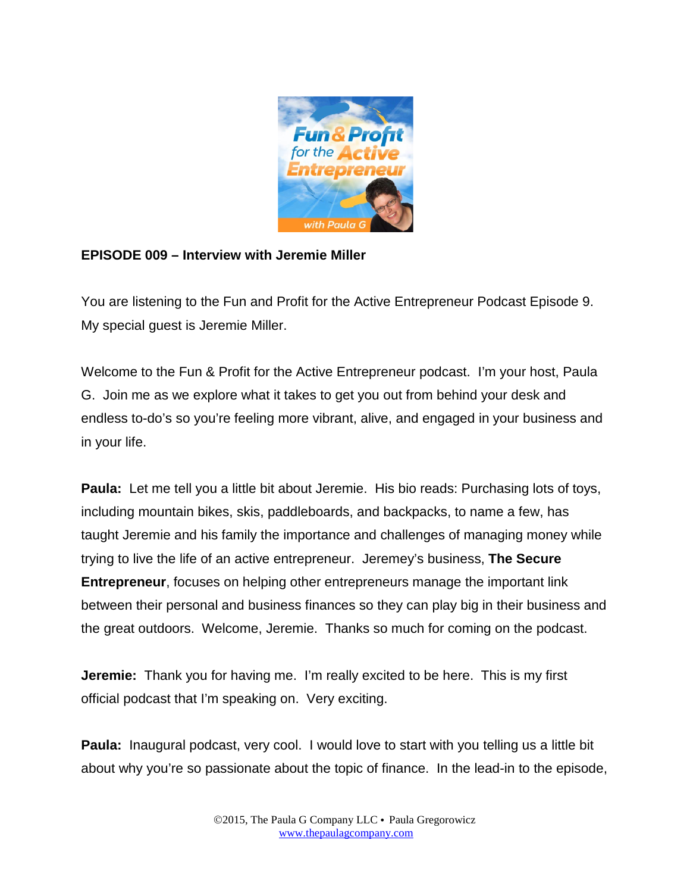**EPISODE 009 – Interview with Jeremie Miller**

You are listening to the Fun and Profit for the Active Entrepreneur Podcast Episode 9. My special guest is Jeremie Miller.

Welcome to the Fun & Profit for the Active Entrepreneur podcast. I'm your host, Paula G. Join me as we explore what it takes to get you out from behind your desk and endless to-do's so you're feeling more vibrant, alive, and engaged in your business and in your life.

**Paula:** Let me tell you a little bit about Jeremie. His bio reads: Purchasing lots of toys, including mountain bikes, skis, paddleboards, and backpacks, to name a few, has taught Jeremie and his family the importance and challenges of managing money while trying to live the life of an active entrepreneur. Jeremey's business, **The Secure Entrepreneur**, focuses on helping other entrepreneurs manage the important link between their personal and business finances so they can play big in their business and the great outdoors. Welcome, Jeremie. Thanks so much for coming on the podcast.

**Jeremie:** Thank you for having me. I'm really excited to be here. This is my first official podcast that I'm speaking on. Very exciting.

**Paula:** Inaugural podcast, very cool. I would love to start with you telling us a little bit about why you're so passionate about the topic of finance. In the lead-in to the episode,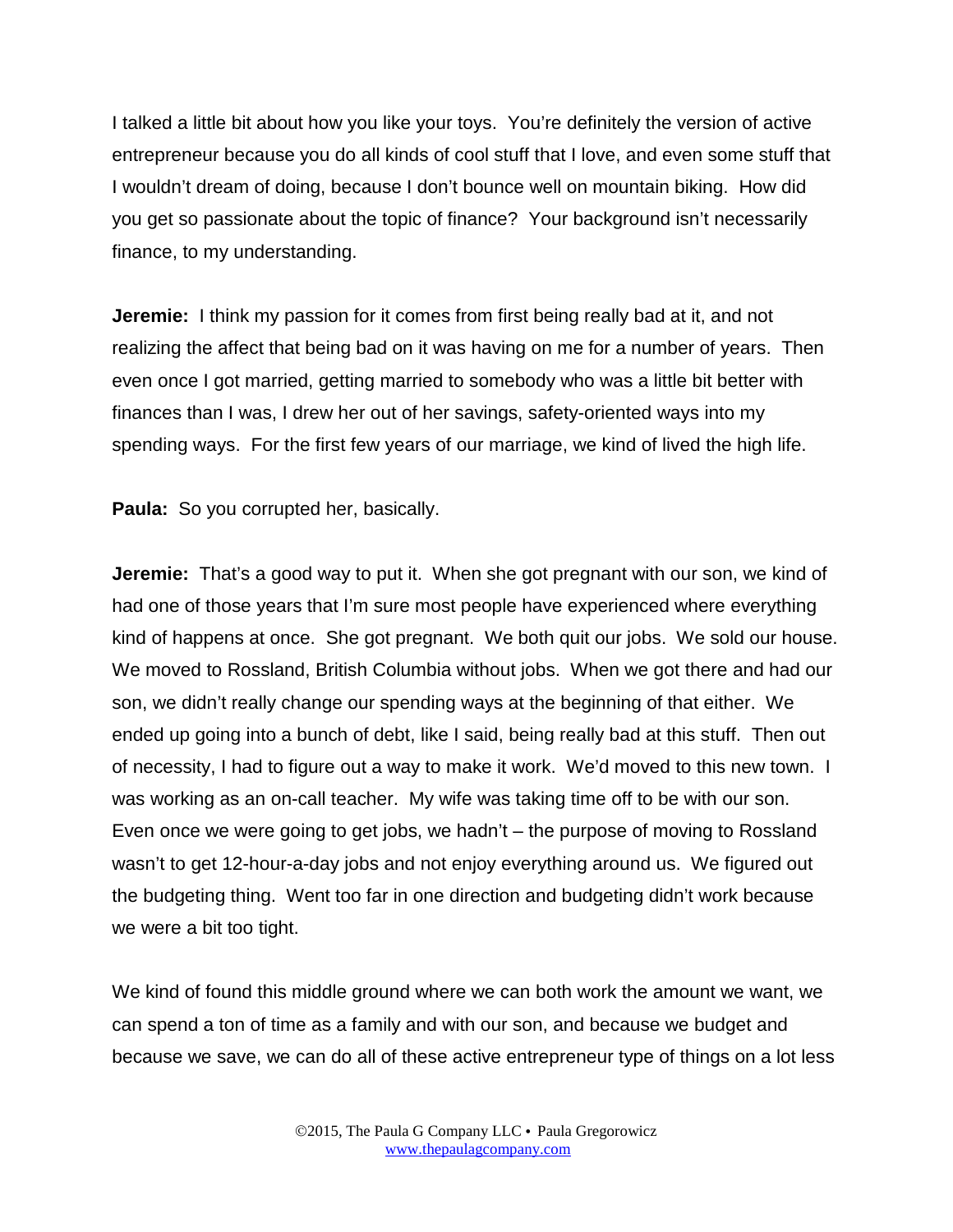I talked a little bit about how you like your toys. You're definitely the version of active entrepreneur because you do all kinds of cool stuff that I love, and even some stuff that I wouldn't dream of doing, because I don't bounce well on mountain biking. How did you get so passionate about the topic of finance? Your background isn't necessarily finance, to my understanding.

**Jeremie:** I think my passion for it comes from first being really bad at it, and not realizing the affect that being bad on it was having on me for a number of years. Then even once I got married, getting married to somebody who was a little bit better with finances than I was, I drew her out of her savings, safety-oriented ways into my spending ways. For the first few years of our marriage, we kind of lived the high life.

**Paula:** So you corrupted her, basically.

**Jeremie:** That's a good way to put it. When she got pregnant with our son, we kind of had one of those years that I'm sure most people have experienced where everything kind of happens at once. She got pregnant. We both quit our jobs. We sold our house. We moved to Rossland, British Columbia without jobs. When we got there and had our son, we didn't really change our spending ways at the beginning of that either. We ended up going into a bunch of debt, like I said, being really bad at this stuff. Then out of necessity, I had to figure out a way to make it work. We'd moved to this new town. I was working as an on-call teacher. My wife was taking time off to be with our son. Even once we were going to get jobs, we hadn't – the purpose of moving to Rossland wasn't to get 12-hour-a-day jobs and not enjoy everything around us. We figured out the budgeting thing. Went too far in one direction and budgeting didn't work because we were a bit too tight.

We kind of found this middle ground where we can both work the amount we want, we can spend a ton of time as a family and with our son, and because we budget and because we save, we can do all of these active entrepreneur type of things on a lot less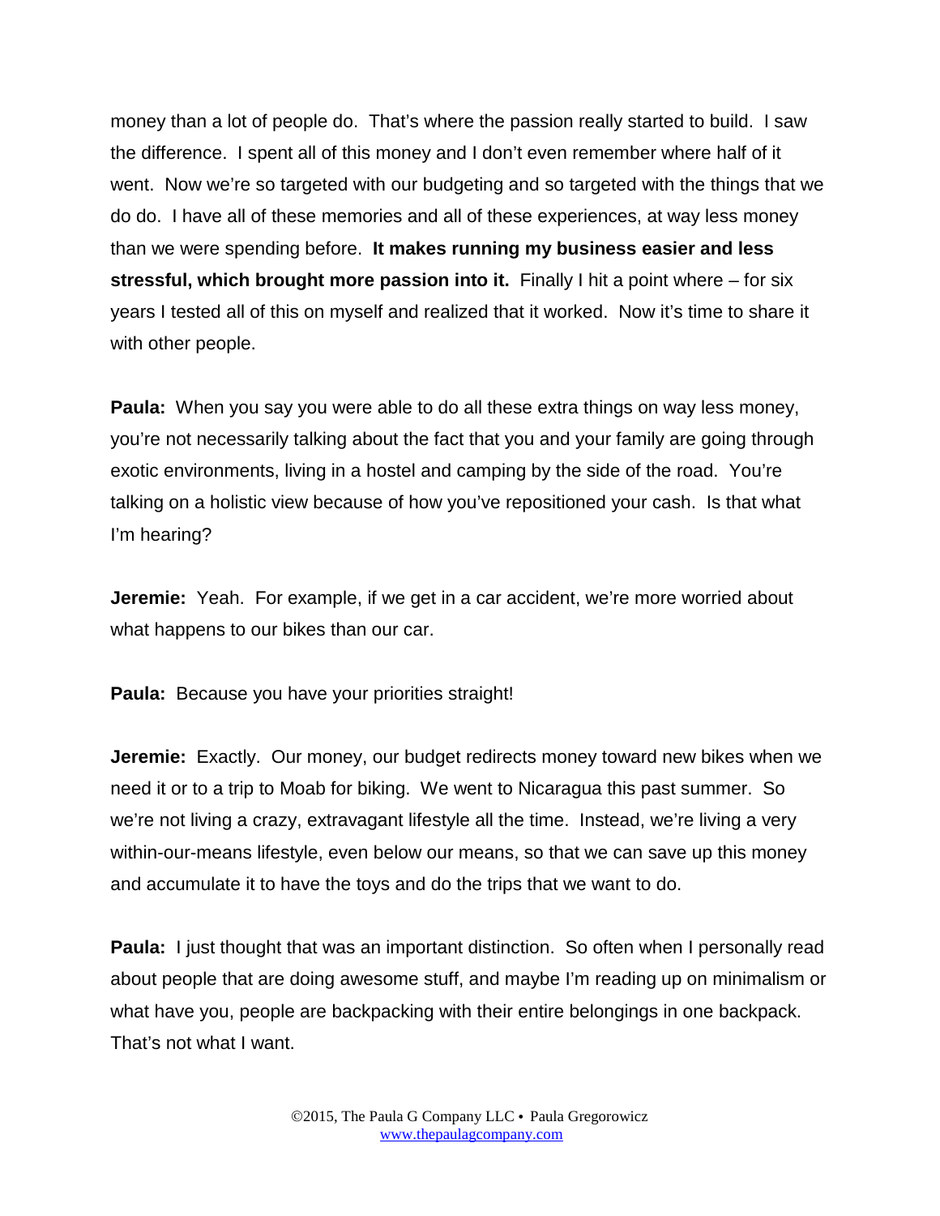money than a lot of people do. That's where the passion really started to build. I saw the difference. I spent all of this money and I don't even remember where half of it went. Now we're so targeted with our budgeting and so targeted with the things that we do do. I have all of these memories and all of these experiences, at way less money than we were spending before. **It makes running my business easier and less stressful, which brought more passion into it.** Finally I hit a point where – for six years I tested all of this on myself and realized that it worked. Now it's time to share it with other people.

**Paula:** When you say you were able to do all these extra things on way less money, you're not necessarily talking about the fact that you and your family are going through exotic environments, living in a hostel and camping by the side of the road. You're talking on a holistic view because of how you've repositioned your cash. Is that what I'm hearing?

**Jeremie:** Yeah. For example, if we get in a car accident, we're more worried about what happens to our bikes than our car.

**Paula:** Because you have your priorities straight!

**Jeremie:** Exactly. Our money, our budget redirects money toward new bikes when we need it or to a trip to Moab for biking. We went to Nicaragua this past summer. So we're not living a crazy, extravagant lifestyle all the time. Instead, we're living a very within-our-means lifestyle, even below our means, so that we can save up this money and accumulate it to have the toys and do the trips that we want to do.

**Paula:** I just thought that was an important distinction. So often when I personally read about people that are doing awesome stuff, and maybe I'm reading up on minimalism or what have you, people are backpacking with their entire belongings in one backpack. That's not what I want.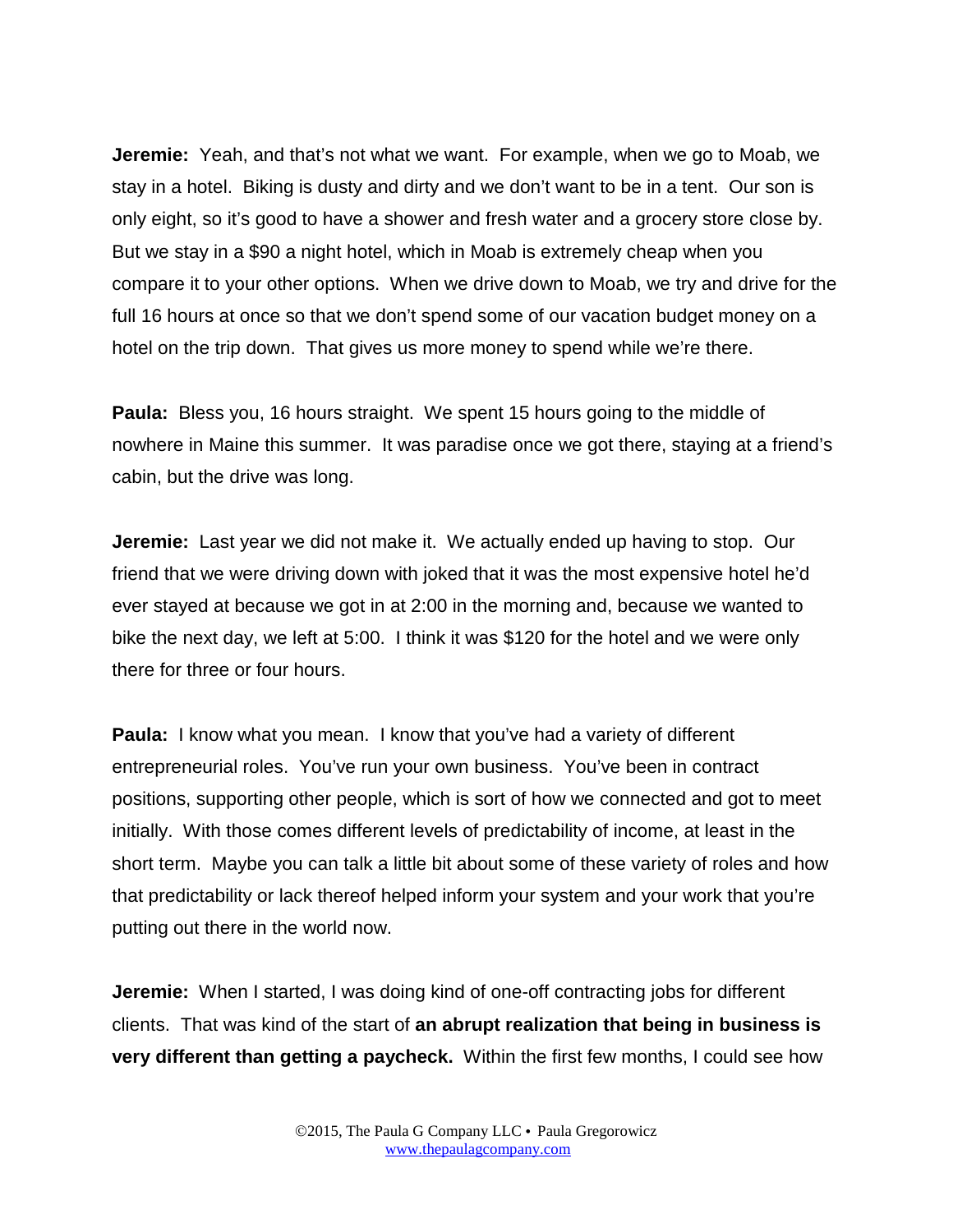**Jeremie:** Yeah, and that's not what we want. For example, when we go to Moab, we stay in a hotel. Biking is dusty and dirty and we don't want to be in a tent. Our son is only eight, so it's good to have a shower and fresh water and a grocery store close by. But we stay in a $90 a night hotel, which in Moab is extremely cheap when you compare it to your other options. When we drive down to Moab, we try and drive for the full 16 hours at once so that we don't spend some of our vacation budget money on a hotel on the trip down. That gives us more money to spend while we're there.

**Paula:** Bless you, 16 hours straight. We spent 15 hours going to the middle of nowhere in Maine this summer. It was paradise once we got there, staying at a friend's cabin, but the drive was long.

**Jeremie:** Last year we did not make it. We actually ended up having to stop. Our friend that we were driving down with joked that it was the most expensive hotel he'd ever stayed at because we got in at 2:00 in the morning and, because we wanted to bike the next day, we left at 5:00. I think it was $120 for the hotel and we were only there for three or four hours.

**Paula:** I know what you mean. I know that you've had a variety of different entrepreneurial roles. You've run your own business. You've been in contract positions, supporting other people, which is sort of how we connected and got to meet initially. With those comes different levels of predictability of income, at least in the short term. Maybe you can talk a little bit about some of these variety of roles and how that predictability or lack thereof helped inform your system and your work that you're putting out there in the world now.

**Jeremie:** When I started, I was doing kind of one-off contracting jobs for different clients. That was kind of the start of **an abrupt realization that being in business is very different than getting a paycheck.** Within the first few months, I could see how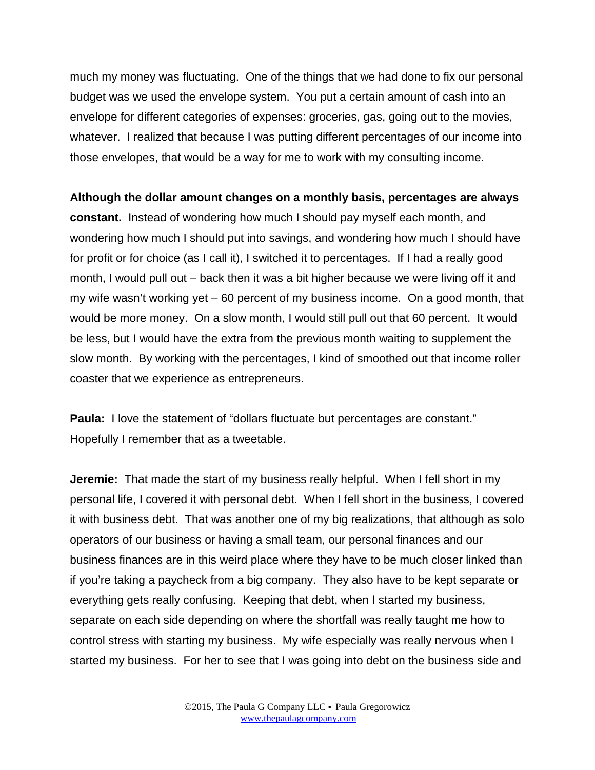much my money was fluctuating. One of the things that we had done to fix our personal budget was we used the envelope system. You put a certain amount of cash into an envelope for different categories of expenses: groceries, gas, going out to the movies, whatever. I realized that because I was putting different percentages of our income into those envelopes, that would be a way for me to work with my consulting income.

**Although the dollar amount changes on a monthly basis, percentages are always constant.** Instead of wondering how much I should pay myself each month, and wondering how much I should put into savings, and wondering how much I should have for profit or for choice (as I call it), I switched it to percentages. If I had a really good month, I would pull out – back then it was a bit higher because we were living off it and my wife wasn't working yet – 60 percent of my business income. On a good month, that would be more money. On a slow month, I would still pull out that 60 percent. It would be less, but I would have the extra from the previous month waiting to supplement the slow month. By working with the percentages, I kind of smoothed out that income roller coaster that we experience as entrepreneurs.

**Paula:** I love the statement of "dollars fluctuate but percentages are constant." Hopefully I remember that as a tweetable.

**Jeremie:** That made the start of my business really helpful. When I fell short in my personal life, I covered it with personal debt. When I fell short in the business, I covered it with business debt. That was another one of my big realizations, that although as solo operators of our business or having a small team, our personal finances and our business finances are in this weird place where they have to be much closer linked than if you're taking a paycheck from a big company. They also have to be kept separate or everything gets really confusing. Keeping that debt, when I started my business, separate on each side depending on where the shortfall was really taught me how to control stress with starting my business. My wife especially was really nervous when I started my business. For her to see that I was going into debt on the business side and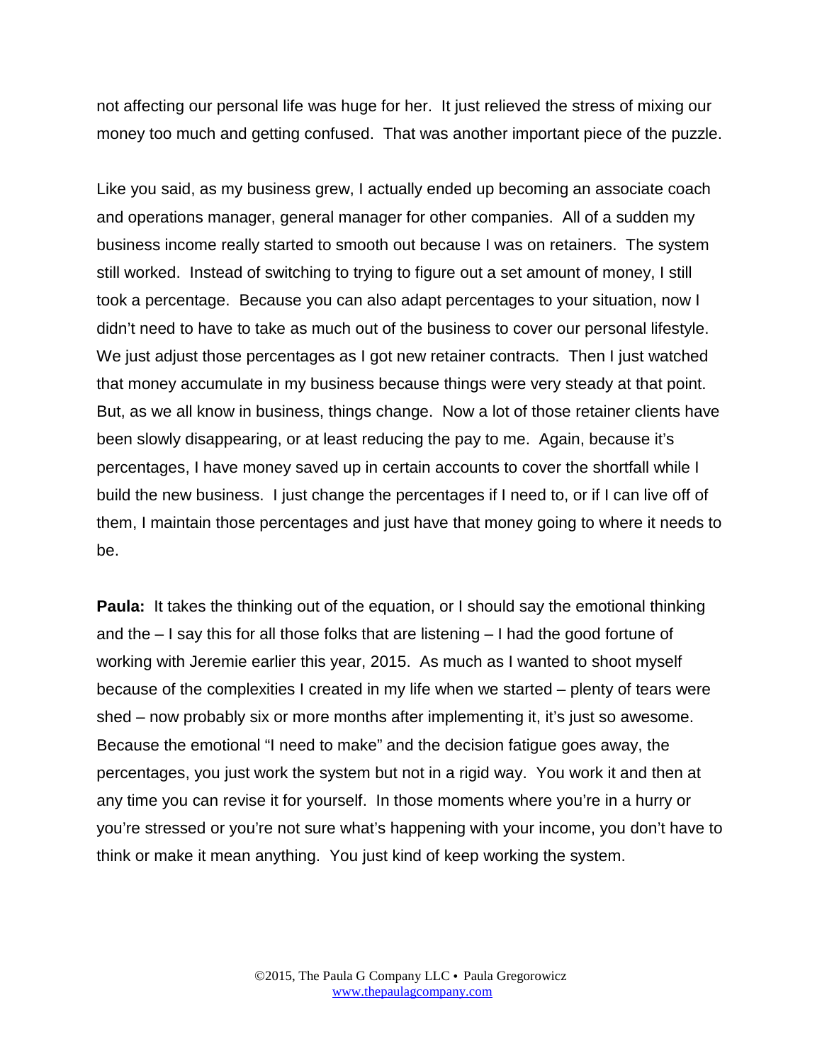not affecting our personal life was huge for her. It just relieved the stress of mixing our money too much and getting confused. That was another important piece of the puzzle.

Like you said, as my business grew, I actually ended up becoming an associate coach and operations manager, general manager for other companies. All of a sudden my business income really started to smooth out because I was on retainers. The system still worked. Instead of switching to trying to figure out a set amount of money, I still took a percentage. Because you can also adapt percentages to your situation, now I didn't need to have to take as much out of the business to cover our personal lifestyle. We just adjust those percentages as I got new retainer contracts. Then I just watched that money accumulate in my business because things were very steady at that point. But, as we all know in business, things change. Now a lot of those retainer clients have been slowly disappearing, or at least reducing the pay to me. Again, because it's percentages, I have money saved up in certain accounts to cover the shortfall while I build the new business. I just change the percentages if I need to, or if I can live off of them, I maintain those percentages and just have that money going to where it needs to be.

**Paula:** It takes the thinking out of the equation, or I should say the emotional thinking and the – I say this for all those folks that are listening – I had the good fortune of working with Jeremie earlier this year, 2015. As much as I wanted to shoot myself because of the complexities I created in my life when we started – plenty of tears were shed – now probably six or more months after implementing it, it's just so awesome. Because the emotional "I need to make" and the decision fatigue goes away, the percentages, you just work the system but not in a rigid way. You work it and then at any time you can revise it for yourself. In those moments where you're in a hurry or you're stressed or you're not sure what's happening with your income, you don't have to think or make it mean anything. You just kind of keep working the system.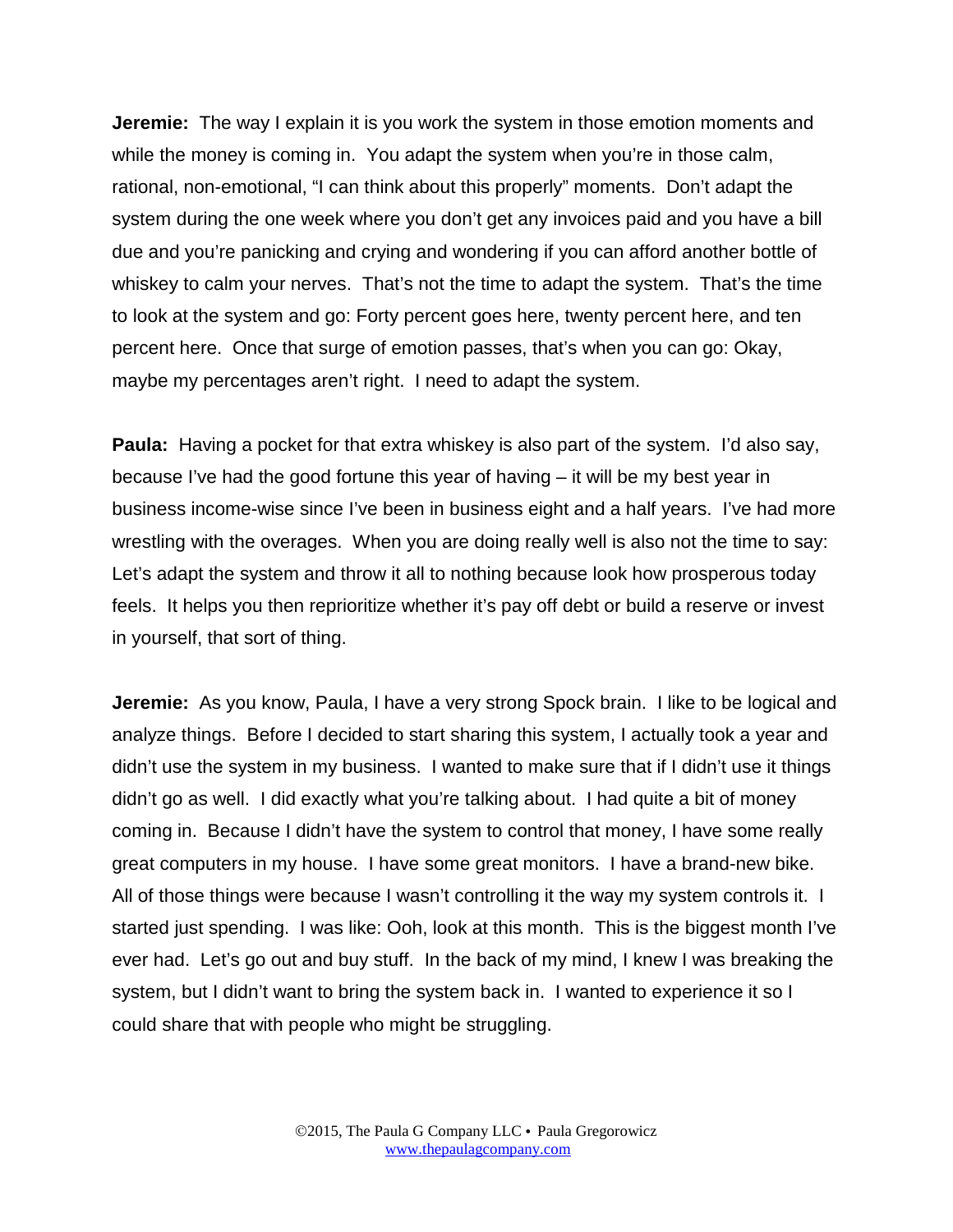**Jeremie:** The way I explain it is you work the system in those emotion moments and while the money is coming in. You adapt the system when you're in those calm, rational, non-emotional, "I can think about this properly" moments. Don't adapt the system during the one week where you don't get any invoices paid and you have a bill due and you're panicking and crying and wondering if you can afford another bottle of whiskey to calm your nerves. That's not the time to adapt the system. That's the time to look at the system and go: Forty percent goes here, twenty percent here, and ten percent here. Once that surge of emotion passes, that's when you can go: Okay, maybe my percentages aren't right. I need to adapt the system.

**Paula:** Having a pocket for that extra whiskey is also part of the system. I'd also say, because I've had the good fortune this year of having – it will be my best year in business income-wise since I've been in business eight and a half years. I've had more wrestling with the overages. When you are doing really well is also not the time to say: Let's adapt the system and throw it all to nothing because look how prosperous today feels. It helps you then reprioritize whether it's pay off debt or build a reserve or invest in yourself, that sort of thing.

**Jeremie:** As you know, Paula, I have a very strong Spock brain. I like to be logical and analyze things. Before I decided to start sharing this system, I actually took a year and didn't use the system in my business. I wanted to make sure that if I didn't use it things didn't go as well. I did exactly what you're talking about. I had quite a bit of money coming in. Because I didn't have the system to control that money, I have some really great computers in my house. I have some great monitors. I have a brand-new bike. All of those things were because I wasn't controlling it the way my system controls it. I started just spending. I was like: Ooh, look at this month. This is the biggest month I've ever had. Let's go out and buy stuff. In the back of my mind, I knew I was breaking the system, but I didn't want to bring the system back in. I wanted to experience it so I could share that with people who might be struggling.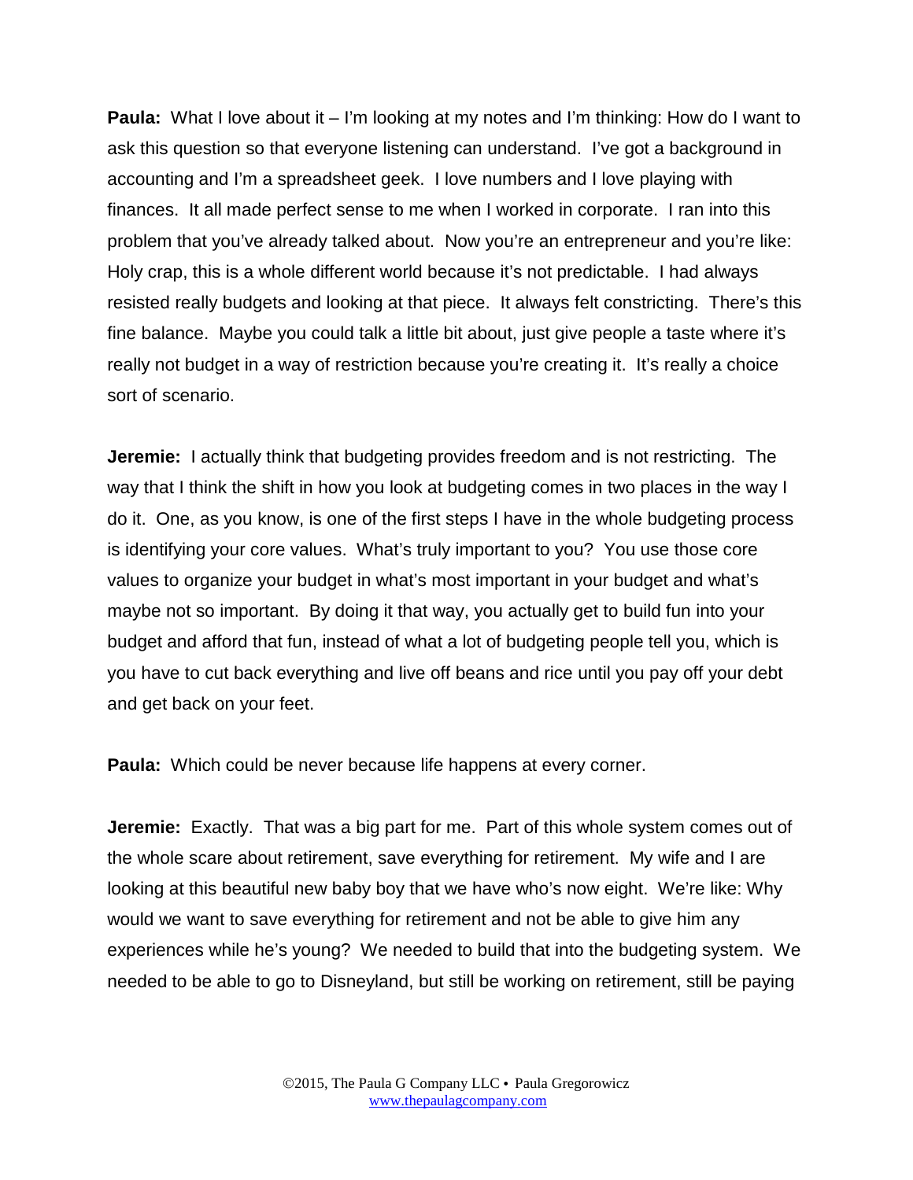**Paula:** What I love about it – I'm looking at my notes and I'm thinking: How do I want to ask this question so that everyone listening can understand. I've got a background in accounting and I'm a spreadsheet geek. I love numbers and I love playing with finances. It all made perfect sense to me when I worked in corporate. I ran into this problem that you've already talked about. Now you're an entrepreneur and you're like: Holy crap, this is a whole different world because it's not predictable. I had always resisted really budgets and looking at that piece. It always felt constricting. There's this fine balance. Maybe you could talk a little bit about, just give people a taste where it's really not budget in a way of restriction because you're creating it. It's really a choice sort of scenario.

**Jeremie:** I actually think that budgeting provides freedom and is not restricting. The way that I think the shift in how you look at budgeting comes in two places in the way I do it. One, as you know, is one of the first steps I have in the whole budgeting process is identifying your core values. What's truly important to you? You use those core values to organize your budget in what's most important in your budget and what's maybe not so important. By doing it that way, you actually get to build fun into your budget and afford that fun, instead of what a lot of budgeting people tell you, which is you have to cut back everything and live off beans and rice until you pay off your debt and get back on your feet.

**Paula:** Which could be never because life happens at every corner.

**Jeremie:** Exactly. That was a big part for me. Part of this whole system comes out of the whole scare about retirement, save everything for retirement. My wife and I are looking at this beautiful new baby boy that we have who's now eight. We're like: Why would we want to save everything for retirement and not be able to give him any experiences while he's young? We needed to build that into the budgeting system. We needed to be able to go to Disneyland, but still be working on retirement, still be paying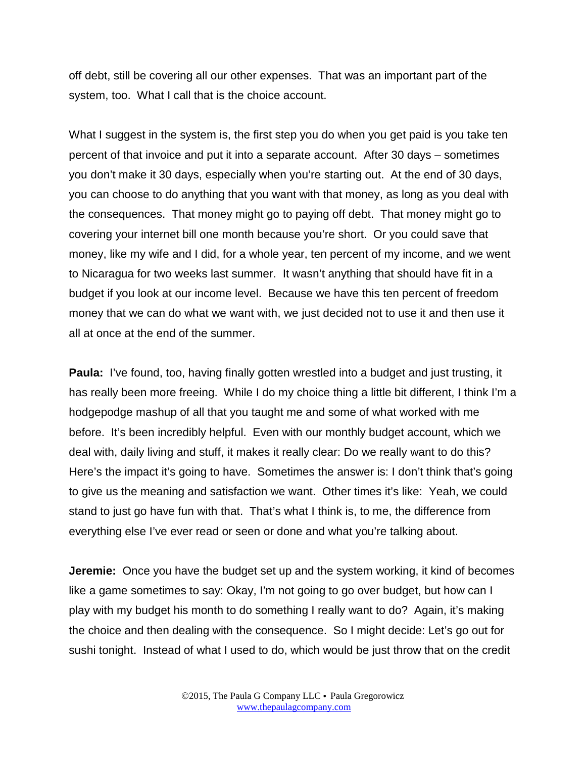off debt, still be covering all our other expenses. That was an important part of the system, too. What I call that is the choice account.

What I suggest in the system is, the first step you do when you get paid is you take ten percent of that invoice and put it into a separate account. After 30 days – sometimes you don't make it 30 days, especially when you're starting out. At the end of 30 days, you can choose to do anything that you want with that money, as long as you deal with the consequences. That money might go to paying off debt. That money might go to covering your internet bill one month because you're short. Or you could save that money, like my wife and I did, for a whole year, ten percent of my income, and we went to Nicaragua for two weeks last summer. It wasn't anything that should have fit in a budget if you look at our income level. Because we have this ten percent of freedom money that we can do what we want with, we just decided not to use it and then use it all at once at the end of the summer.

**Paula:** I've found, too, having finally gotten wrestled into a budget and just trusting, it has really been more freeing. While I do my choice thing a little bit different, I think I'm a hodgepodge mashup of all that you taught me and some of what worked with me before. It's been incredibly helpful. Even with our monthly budget account, which we deal with, daily living and stuff, it makes it really clear: Do we really want to do this? Here's the impact it's going to have. Sometimes the answer is: I don't think that's going to give us the meaning and satisfaction we want. Other times it's like: Yeah, we could stand to just go have fun with that. That's what I think is, to me, the difference from everything else I've ever read or seen or done and what you're talking about.

**Jeremie:** Once you have the budget set up and the system working, it kind of becomes like a game sometimes to say: Okay, I'm not going to go over budget, but how can I play with my budget his month to do something I really want to do? Again, it's making the choice and then dealing with the consequence. So I might decide: Let's go out for sushi tonight. Instead of what I used to do, which would be just throw that on the credit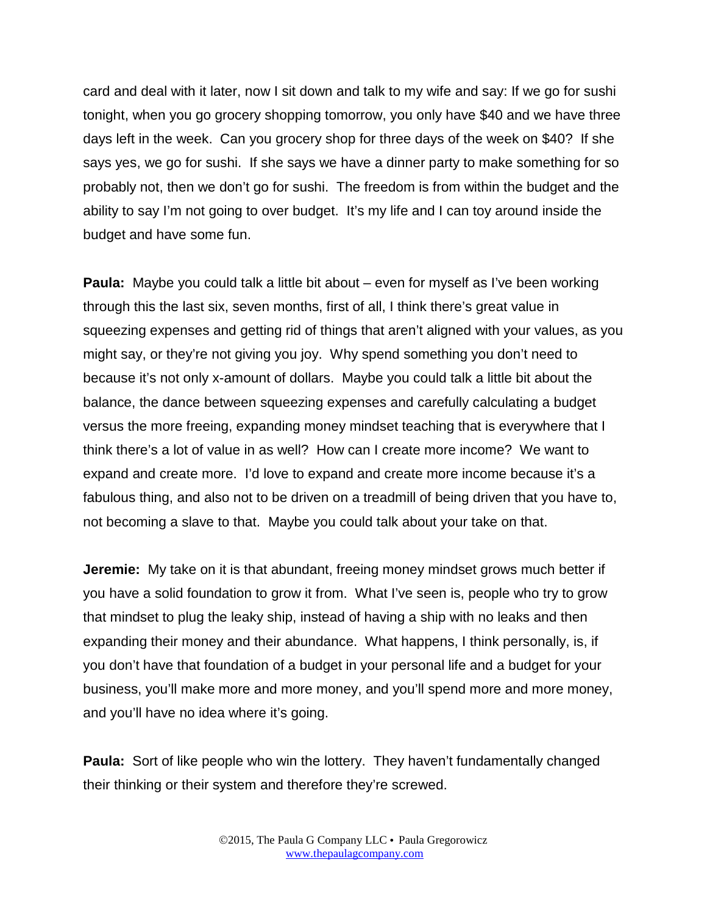card and deal with it later, now I sit down and talk to my wife and say: If we go for sushi tonight, when you go grocery shopping tomorrow, you only have $40 and we have three days left in the week. Can you grocery shop for three days of the week on $40? If she says yes, we go for sushi. If she says we have a dinner party to make something for so probably not, then we don't go for sushi. The freedom is from within the budget and the ability to say I'm not going to over budget. It's my life and I can toy around inside the budget and have some fun.

**Paula:** Maybe you could talk a little bit about – even for myself as I've been working through this the last six, seven months, first of all, I think there's great value in squeezing expenses and getting rid of things that aren't aligned with your values, as you might say, or they're not giving you joy. Why spend something you don't need to because it's not only x-amount of dollars. Maybe you could talk a little bit about the balance, the dance between squeezing expenses and carefully calculating a budget versus the more freeing, expanding money mindset teaching that is everywhere that I think there's a lot of value in as well? How can I create more income? We want to expand and create more. I'd love to expand and create more income because it's a fabulous thing, and also not to be driven on a treadmill of being driven that you have to, not becoming a slave to that. Maybe you could talk about your take on that.

**Jeremie:** My take on it is that abundant, freeing money mindset grows much better if you have a solid foundation to grow it from. What I've seen is, people who try to grow that mindset to plug the leaky ship, instead of having a ship with no leaks and then expanding their money and their abundance. What happens, I think personally, is, if you don't have that foundation of a budget in your personal life and a budget for your business, you'll make more and more money, and you'll spend more and more money, and you'll have no idea where it's going.

**Paula:** Sort of like people who win the lottery. They haven't fundamentally changed their thinking or their system and therefore they're screwed.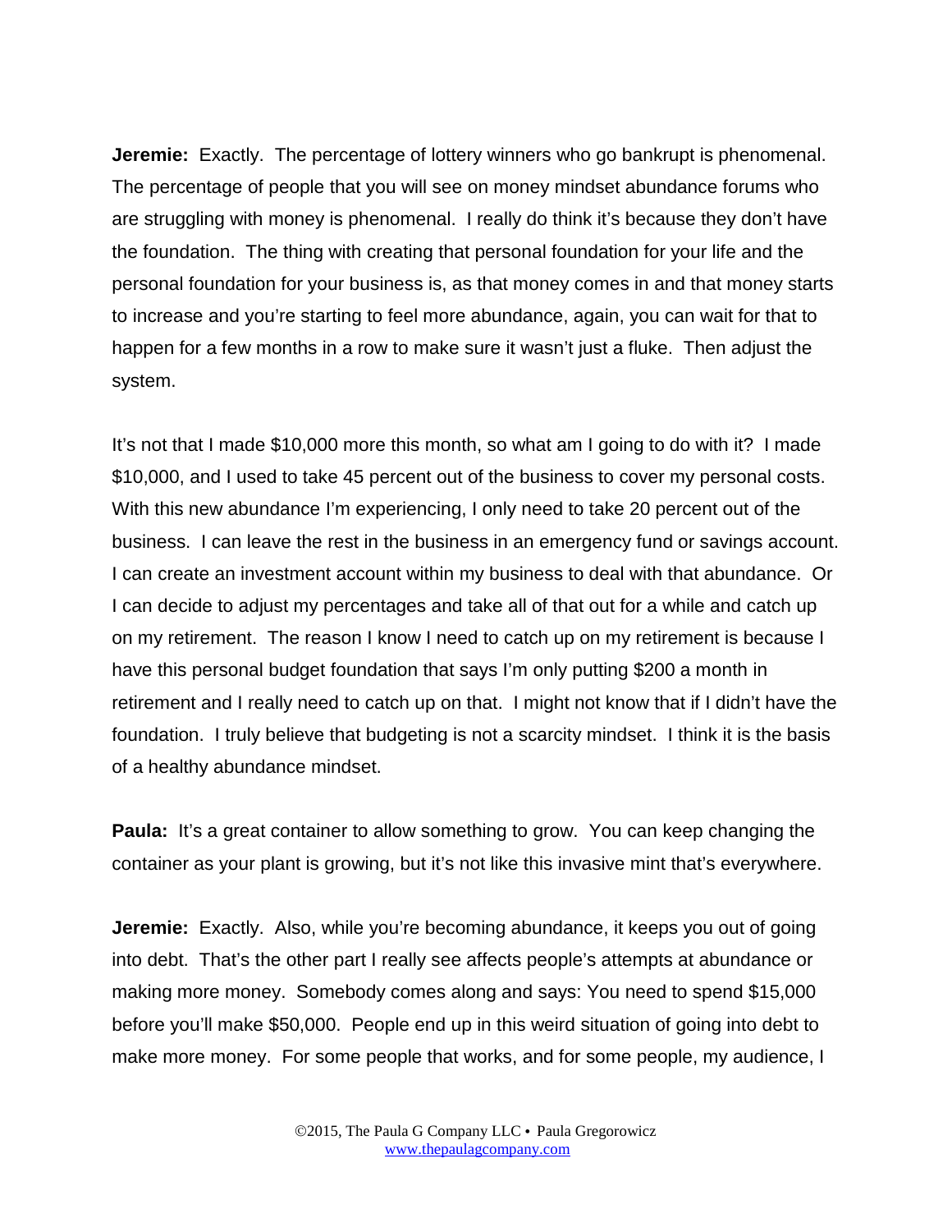**Jeremie:** Exactly. The percentage of lottery winners who go bankrupt is phenomenal. The percentage of people that you will see on money mindset abundance forums who are struggling with money is phenomenal. I really do think it's because they don't have the foundation. The thing with creating that personal foundation for your life and the personal foundation for your business is, as that money comes in and that money starts to increase and you're starting to feel more abundance, again, you can wait for that to happen for a few months in a row to make sure it wasn't just a fluke. Then adjust the system.

It's not that I made $10,000 more this month, so what am I going to do with it? I made $10,000, and I used to take 45 percent out of the business to cover my personal costs. With this new abundance I'm experiencing, I only need to take 20 percent out of the business. I can leave the rest in the business in an emergency fund or savings account. I can create an investment account within my business to deal with that abundance. Or I can decide to adjust my percentages and take all of that out for a while and catch up on my retirement. The reason I know I need to catch up on my retirement is because I have this personal budget foundation that says I'm only putting $200 a month in retirement and I really need to catch up on that. I might not know that if I didn't have the foundation. I truly believe that budgeting is not a scarcity mindset. I think it is the basis of a healthy abundance mindset.

**Paula:** It's a great container to allow something to grow. You can keep changing the container as your plant is growing, but it's not like this invasive mint that's everywhere.

**Jeremie:** Exactly. Also, while you're becoming abundance, it keeps you out of going into debt. That's the other part I really see affects people's attempts at abundance or making more money. Somebody comes along and says: You need to spend $15,000 before you'll make $50,000. People end up in this weird situation of going into debt to make more money. For some people that works, and for some people, my audience, I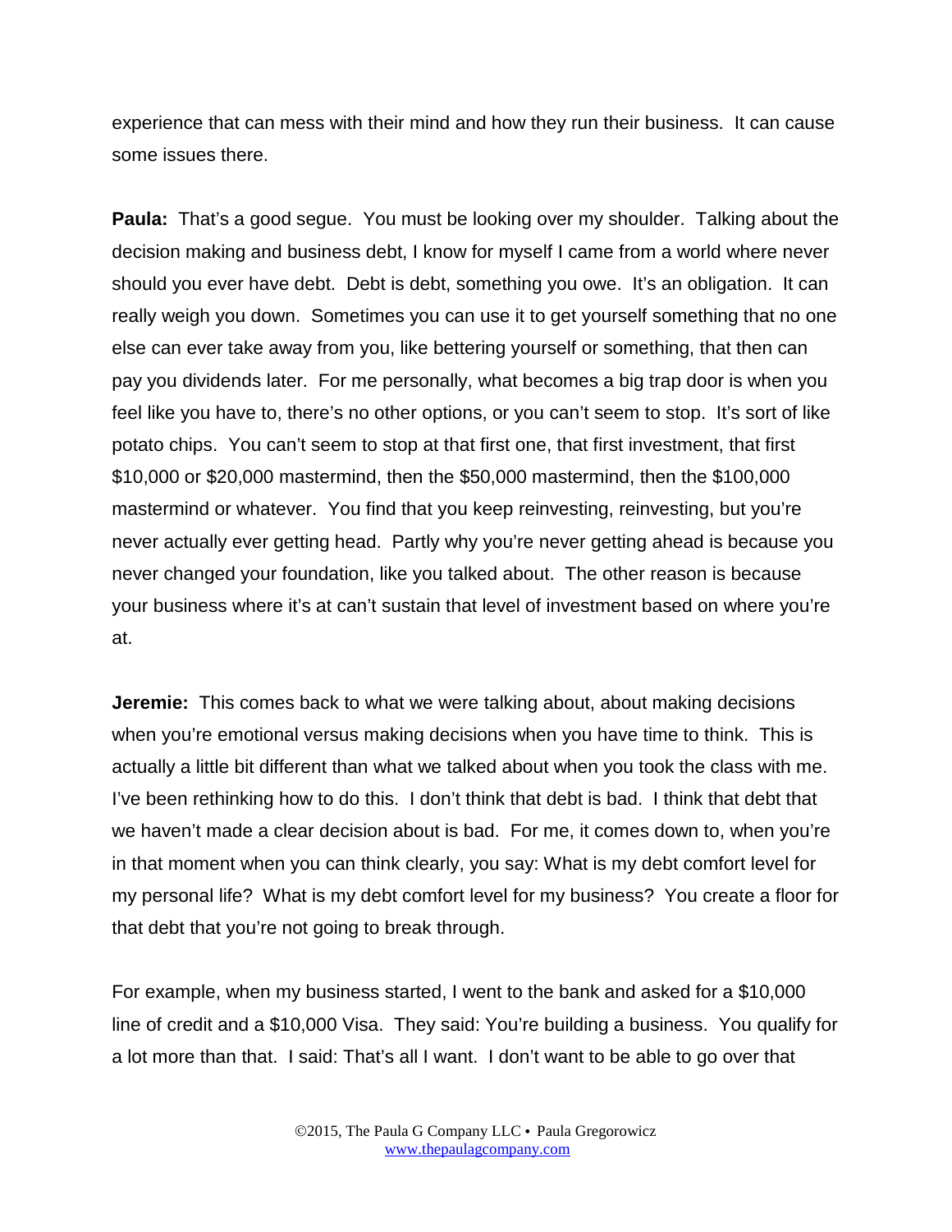experience that can mess with their mind and how they run their business. It can cause some issues there.

**Paula:** That's a good segue. You must be looking over my shoulder. Talking about the decision making and business debt, I know for myself I came from a world where never should you ever have debt. Debt is debt, something you owe. It's an obligation. It can really weigh you down. Sometimes you can use it to get yourself something that no one else can ever take away from you, like bettering yourself or something, that then can pay you dividends later. For me personally, what becomes a big trap door is when you feel like you have to, there's no other options, or you can't seem to stop. It's sort of like potato chips. You can't seem to stop at that first one, that first investment, that first $10,000 or $20,000 mastermind, then the $50,000 mastermind, then the $100,000 mastermind or whatever. You find that you keep reinvesting, reinvesting, but you're never actually ever getting head. Partly why you're never getting ahead is because you never changed your foundation, like you talked about. The other reason is because your business where it's at can't sustain that level of investment based on where you're at.

**Jeremie:** This comes back to what we were talking about, about making decisions when you're emotional versus making decisions when you have time to think. This is actually a little bit different than what we talked about when you took the class with me. I've been rethinking how to do this. I don't think that debt is bad. I think that debt that we haven't made a clear decision about is bad. For me, it comes down to, when you're in that moment when you can think clearly, you say: What is my debt comfort level for my personal life? What is my debt comfort level for my business? You create a floor for that debt that you're not going to break through.

For example, when my business started, I went to the bank and asked for a $10,000 line of credit and a $10,000 Visa. They said: You're building a business. You qualify for a lot more than that. I said: That's all I want. I don't want to be able to go over that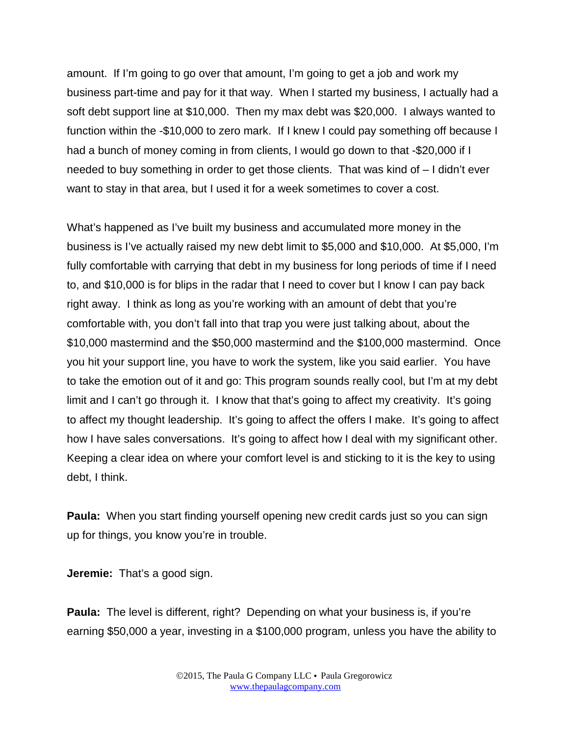amount. If I'm going to go over that amount, I'm going to get a job and work my business part-time and pay for it that way. When I started my business, I actually had a soft debt support line at $10,000. Then my max debt was $20,000. I always wanted to function within the -$10,000 to zero mark. If I knew I could pay something off because I had a bunch of money coming in from clients, I would go down to that -$20,000 if I needed to buy something in order to get those clients. That was kind of – I didn't ever want to stay in that area, but I used it for a week sometimes to cover a cost.

What's happened as I've built my business and accumulated more money in the business is I've actually raised my new debt limit to $5,000 and $10,000. At $5,000, I'm fully comfortable with carrying that debt in my business for long periods of time if I need to, and $10,000 is for blips in the radar that I need to cover but I know I can pay back right away. I think as long as you're working with an amount of debt that you're comfortable with, you don't fall into that trap you were just talking about, about the $10,000 mastermind and the $50,000 mastermind and the $100,000 mastermind. Once you hit your support line, you have to work the system, like you said earlier. You have to take the emotion out of it and go: This program sounds really cool, but I'm at my debt limit and I can't go through it. I know that that's going to affect my creativity. It's going to affect my thought leadership. It's going to affect the offers I make. It's going to affect how I have sales conversations. It's going to affect how I deal with my significant other. Keeping a clear idea on where your comfort level is and sticking to it is the key to using debt, I think.

**Paula:** When you start finding yourself opening new credit cards just so you can sign up for things, you know you're in trouble.

**Jeremie:** That's a good sign.

**Paula:** The level is different, right? Depending on what your business is, if you're earning $50,000 a year, investing in a $100,000 program, unless you have the ability to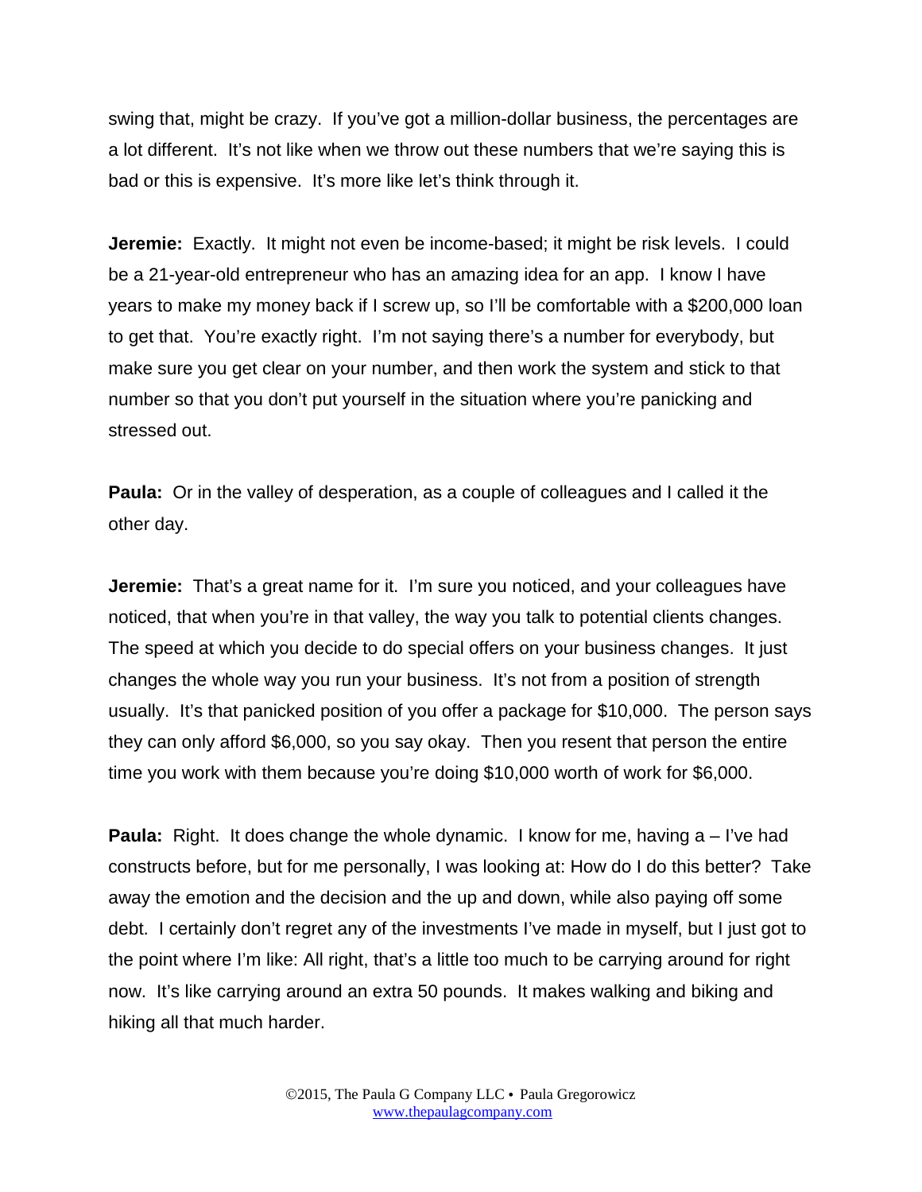swing that, might be crazy. If you've got a million-dollar business, the percentages are a lot different. It's not like when we throw out these numbers that we're saying this is bad or this is expensive. It's more like let's think through it.

**Jeremie:** Exactly. It might not even be income-based; it might be risk levels. I could be a 21-year-old entrepreneur who has an amazing idea for an app. I know I have years to make my money back if I screw up, so I'll be comfortable with a $200,000 loan to get that. You're exactly right. I'm not saying there's a number for everybody, but make sure you get clear on your number, and then work the system and stick to that number so that you don't put yourself in the situation where you're panicking and stressed out.

**Paula:** Or in the valley of desperation, as a couple of colleagues and I called it the other day.

**Jeremie:** That's a great name for it. I'm sure you noticed, and your colleagues have noticed, that when you're in that valley, the way you talk to potential clients changes. The speed at which you decide to do special offers on your business changes. It just changes the whole way you run your business. It's not from a position of strength usually. It's that panicked position of you offer a package for $10,000. The person says they can only afford $6,000, so you say okay. Then you resent that person the entire time you work with them because you're doing $10,000 worth of work for $6,000.

**Paula:** Right. It does change the whole dynamic. I know for me, having a – I've had constructs before, but for me personally, I was looking at: How do I do this better? Take away the emotion and the decision and the up and down, while also paying off some debt. I certainly don't regret any of the investments I've made in myself, but I just got to the point where I'm like: All right, that's a little too much to be carrying around for right now. It's like carrying around an extra 50 pounds. It makes walking and biking and hiking all that much harder.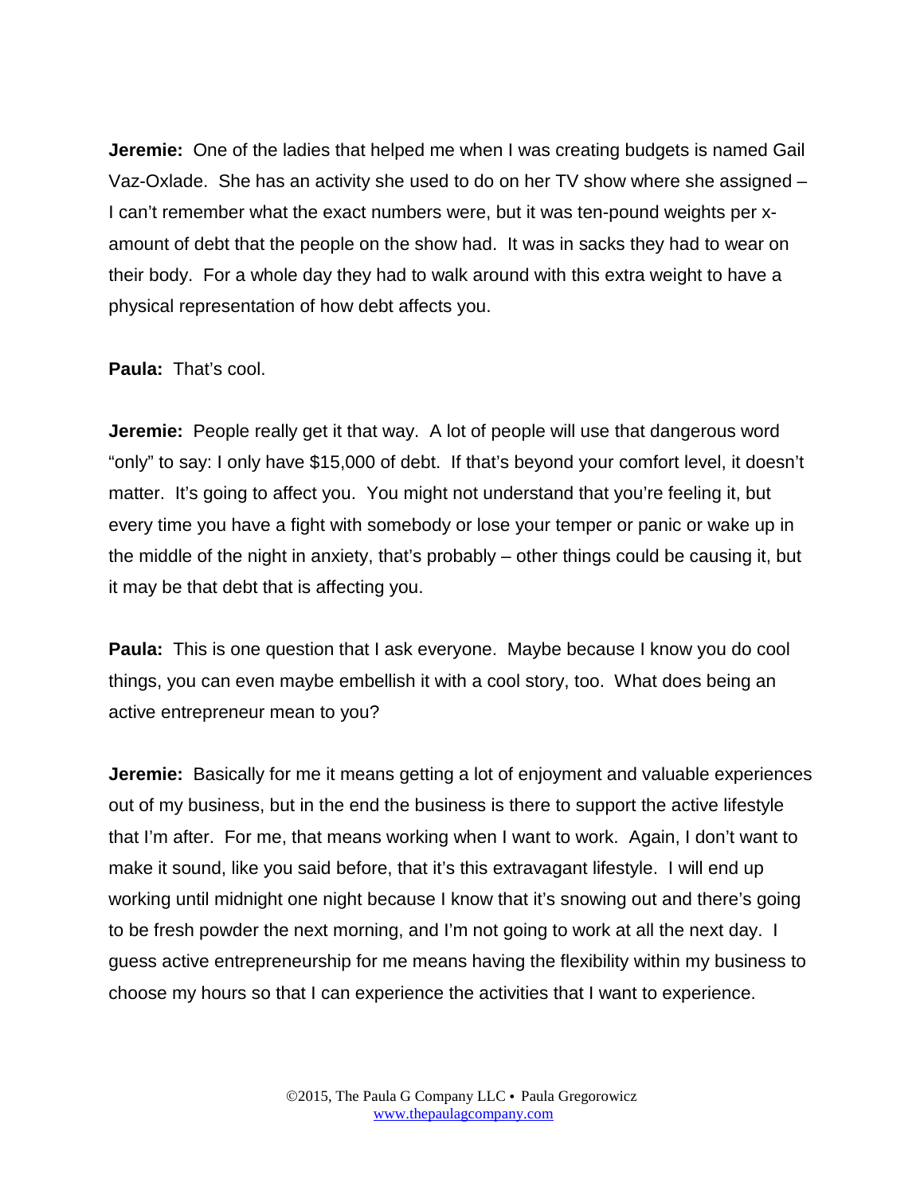**Jeremie:** One of the ladies that helped me when I was creating budgets is named Gail Vaz-Oxlade. She has an activity she used to do on her TV show where she assigned – I can't remember what the exact numbers were, but it was ten-pound weights per x-amount of debt that the people on the show had. It was in sacks they had to wear on their body. For a whole day they had to walk around with this extra weight to have a physical representation of how debt affects you.

**Paula:** That's cool.

**Jeremie:** People really get it that way. A lot of people will use that dangerous word "only" to say: I only have $15,000 of debt. If that's beyond your comfort level, it doesn't matter. It's going to affect you. You might not understand that you're feeling it, but every time you have a fight with somebody or lose your temper or panic or wake up in the middle of the night in anxiety, that's probably – other things could be causing it, but it may be that debt that is affecting you.

**Paula:** This is one question that I ask everyone. Maybe because I know you do cool things, you can even maybe embellish it with a cool story, too. What does being an active entrepreneur mean to you?

**Jeremie:** Basically for me it means getting a lot of enjoyment and valuable experiences out of my business, but in the end the business is there to support the active lifestyle that I'm after. For me, that means working when I want to work. Again, I don't want to make it sound, like you said before, that it's this extravagant lifestyle. I will end up working until midnight one night because I know that it's snowing out and there's going to be fresh powder the next morning, and I'm not going to work at all the next day. I guess active entrepreneurship for me means having the flexibility within my business to choose my hours so that I can experience the activities that I want to experience.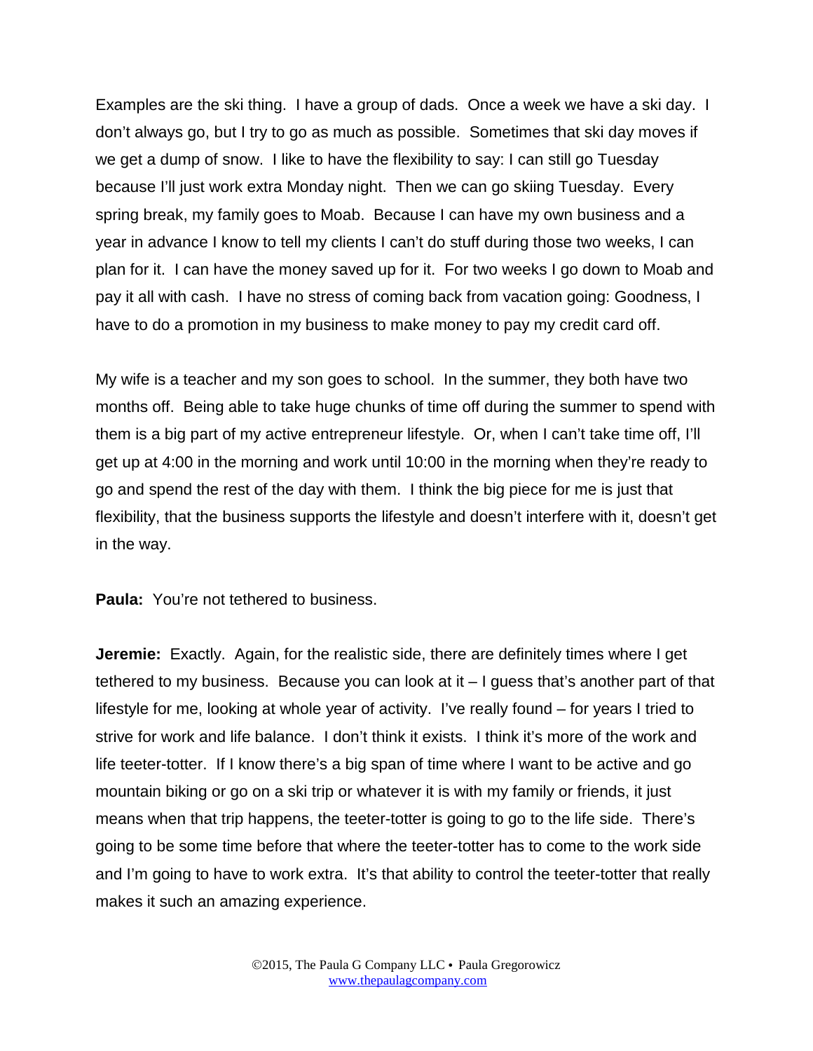Examples are the ski thing. I have a group of dads. Once a week we have a ski day. I don't always go, but I try to go as much as possible. Sometimes that ski day moves if we get a dump of snow. I like to have the flexibility to say: I can still go Tuesday because I'll just work extra Monday night. Then we can go skiing Tuesday. Every spring break, my family goes to Moab. Because I can have my own business and a year in advance I know to tell my clients I can't do stuff during those two weeks, I can plan for it. I can have the money saved up for it. For two weeks I go down to Moab and pay it all with cash. I have no stress of coming back from vacation going: Goodness, I have to do a promotion in my business to make money to pay my credit card off.

My wife is a teacher and my son goes to school. In the summer, they both have two months off. Being able to take huge chunks of time off during the summer to spend with them is a big part of my active entrepreneur lifestyle. Or, when I can't take time off, I'll get up at 4:00 in the morning and work until 10:00 in the morning when they're ready to go and spend the rest of the day with them. I think the big piece for me is just that flexibility, that the business supports the lifestyle and doesn't interfere with it, doesn't get in the way.

**Paula:** You're not tethered to business.

**Jeremie:** Exactly. Again, for the realistic side, there are definitely times where I get tethered to my business. Because you can look at it – I guess that's another part of that lifestyle for me, looking at whole year of activity. I've really found – for years I tried to strive for work and life balance. I don't think it exists. I think it's more of the work and life teeter-totter. If I know there's a big span of time where I want to be active and go mountain biking or go on a ski trip or whatever it is with my family or friends, it just means when that trip happens, the teeter-totter is going to go to the life side. There's going to be some time before that where the teeter-totter has to come to the work side and I'm going to have to work extra. It's that ability to control the teeter-totter that really makes it such an amazing experience.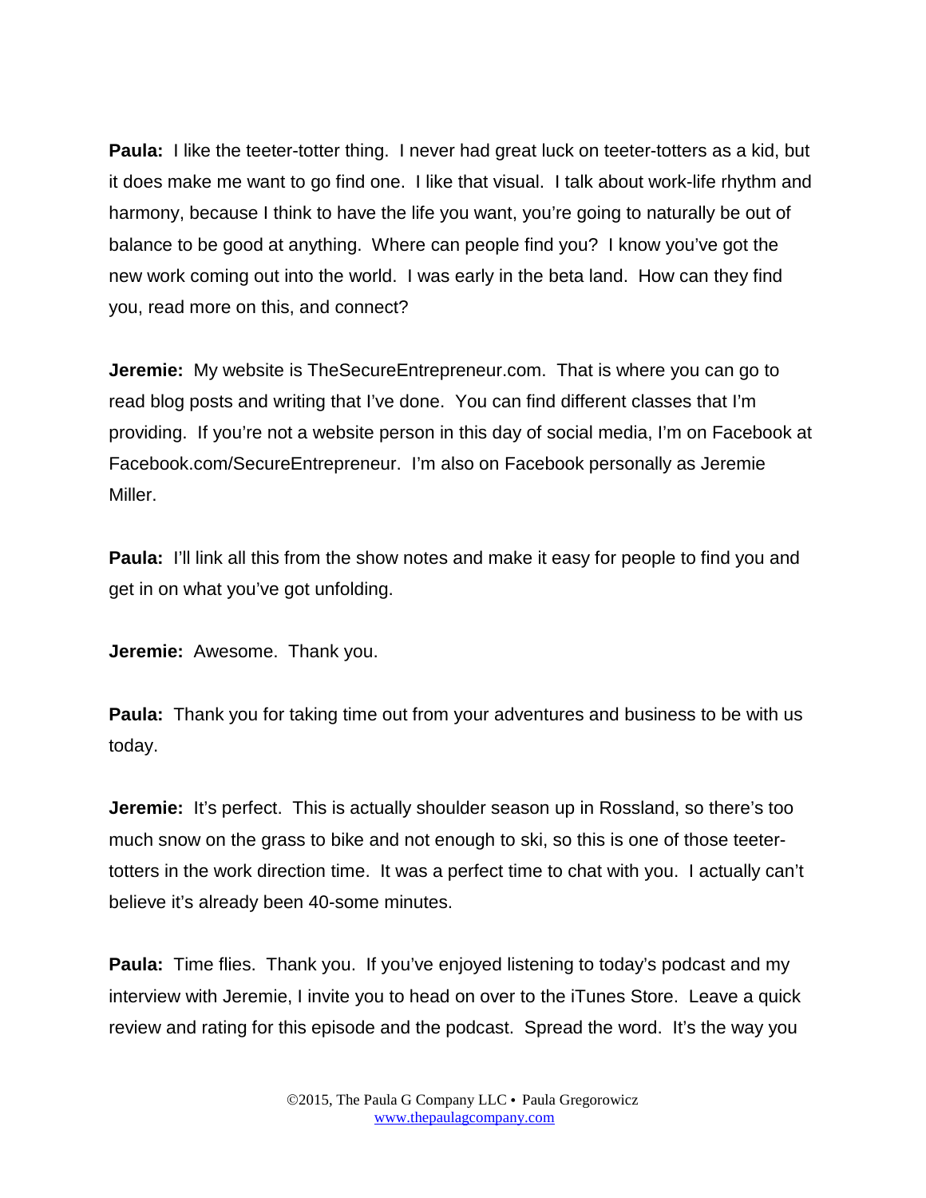**Paula:** I like the teeter-totter thing. I never had great luck on teeter-totters as a kid, but it does make me want to go find one. I like that visual. I talk about work-life rhythm and harmony, because I think to have the life you want, you're going to naturally be out of balance to be good at anything. Where can people find you? I know you've got the new work coming out into the world. I was early in the beta land. How can they find you, read more on this, and connect?

**Jeremie:** My website is TheSecureEntrepreneur.com. That is where you can go to read blog posts and writing that I've done. You can find different classes that I'm providing. If you're not a website person in this day of social media, I'm on Facebook at Facebook.com/SecureEntrepreneur. I'm also on Facebook personally as Jeremie Miller.

**Paula:** I'll link all this from the show notes and make it easy for people to find you and get in on what you've got unfolding.

**Jeremie:** Awesome. Thank you.

**Paula:** Thank you for taking time out from your adventures and business to be with us today.

**Jeremie:** It's perfect. This is actually shoulder season up in Rossland, so there's too much snow on the grass to bike and not enough to ski, so this is one of those teeter-totters in the work direction time. It was a perfect time to chat with you. I actually can't believe it's already been 40-some minutes.

**Paula:** Time flies. Thank you. If you've enjoyed listening to today's podcast and my interview with Jeremie, I invite you to head on over to the iTunes Store. Leave a quick review and rating for this episode and the podcast. Spread the word. It's the way you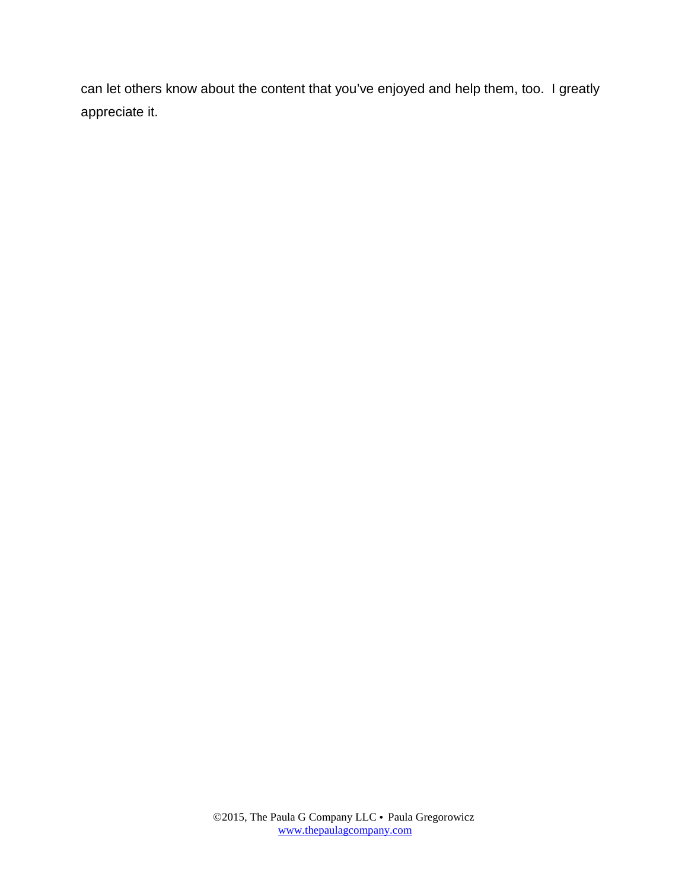can let others know about the content that you've enjoyed and help them, too. I greatly appreciate it.